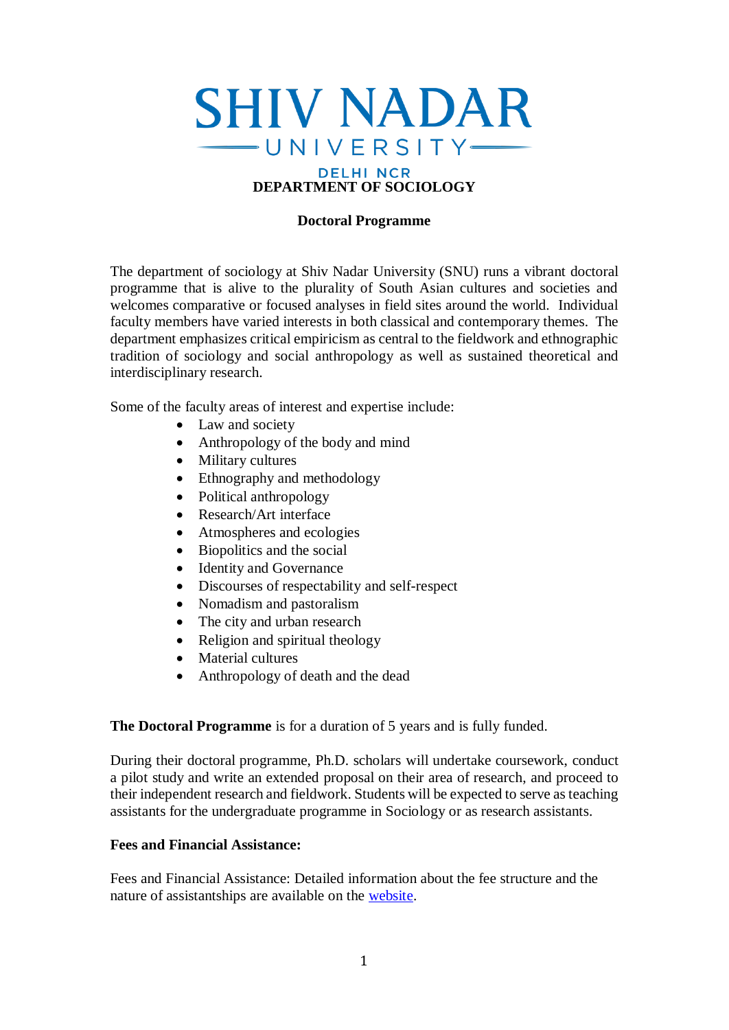# SHIV NADAR UNIVERSITY

DELHI NCR

## DEPARTMENT OF SOCIOLOGY

### Doctoral Programme

The department of sociology at Shiv Nadar University (SNU) runs a vibrant doctoral programme that is alive to the plurality of South Asian cultures and societies and welcomes comparative or focused analyses in field sites around the world. Individual faculty members have varied interests in both classical and contemporary themes. The department emphasizes critical empiricism as central to the fieldwork and ethnographic tradition of sociology and social anthropology as well as sustained theoretical and interdisciplinary research.

Some of the faculty areas of interest and expertise include:

- Law and society
- Anthropology of the body and mind
- Military cultures
- Ethnography and methodology
- Political anthropology
- Research/Art interface
- Atmospheres and ecologies
- Biopolitics and the social
- Identity and Governance
- Discourses of respectability and self-respect
- Nomadism and pastoralism
- The city and urban research
- Religion and spiritual theology
- Material cultures
- Anthropology of death and the dead

**The Doctoral Programme** is for a duration of 5 years and is fully funded.

During their doctoral programme, Ph.D. scholars will undertake coursework, conduct a pilot study and write an extended proposal on their area of research, and proceed to their independent research and fieldwork. Students will be expected to serve as teaching assistants for the undergraduate programme in Sociology or as research assistants.

**Fees and Financial Assistance:**

Fees and Financial Assistance: Detailed information about the fee structure and the nature of assistantships are available on the website.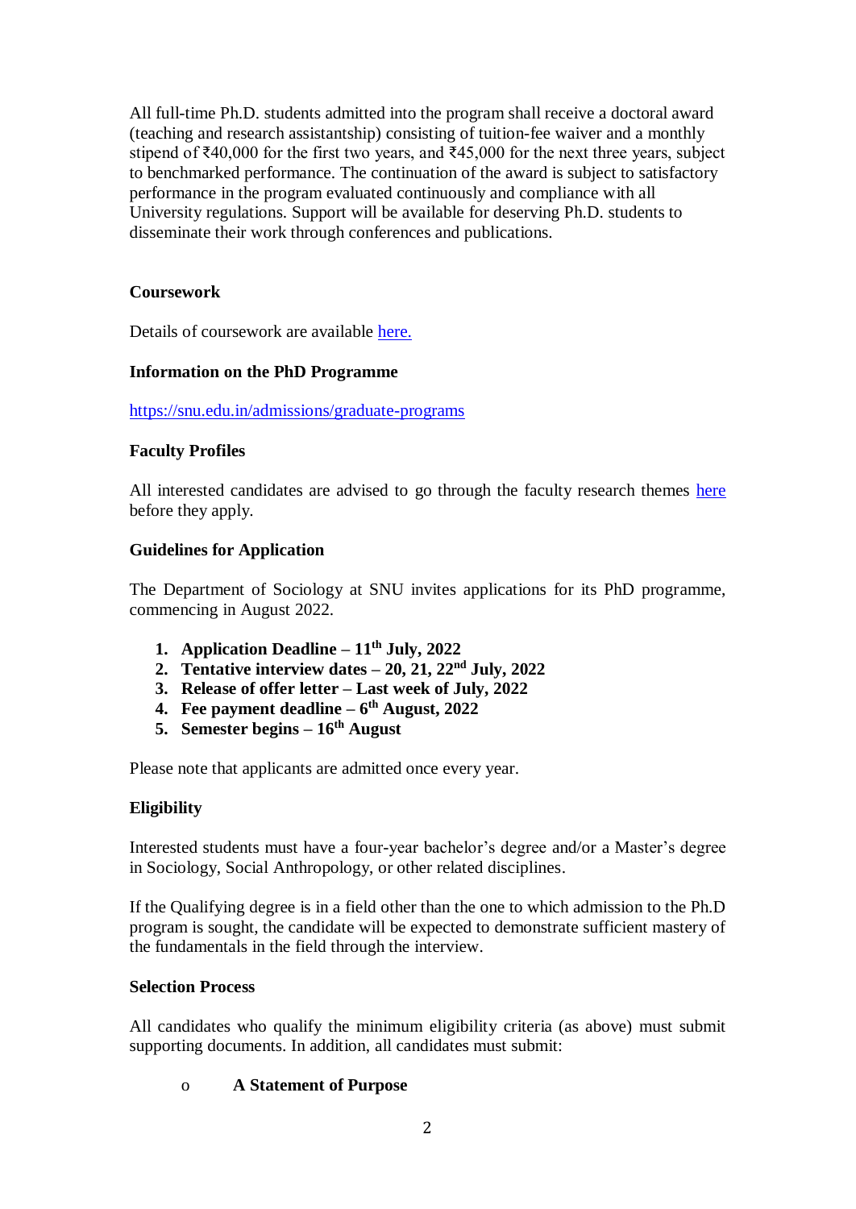All full-time Ph.D. students admitted into the program shall receive a doctoral award (teaching and research assistantship) consisting of tuition-fee waiver and a monthly stipend of ₹40,000 for the first two years, and ₹45,000 for the next three years, subject to benchmarked performance. The continuation of the award is subject to satisfactory performance in the program evaluated continuously and compliance with all University regulations. Support will be available for deserving Ph.D. students to disseminate their work through conferences and publications.

**Coursework**

Details of coursework are available here.

**Information on the PhD Programme**

https://snu.edu.in/admissions/graduate-programs

**Faculty Profiles**

All interested candidates are advised to go through the faculty research themes here before they apply.

**Guidelines for Application**

The Department of Sociology at SNU invites applications for its PhD programme, commencing in August 2022.

1. **Application Deadline – 11th July, 2022**
2. **Tentative interview dates – 20, 21, 22nd July, 2022**
3. **Release of offer letter – Last week of July, 2022**
4. **Fee payment deadline – 6th August, 2022**
5. **Semester begins – 16th August**

Please note that applicants are admitted once every year.

**Eligibility**

Interested students must have a four-year bachelor's degree and/or a Master's degree in Sociology, Social Anthropology, or other related disciplines.

If the Qualifying degree is in a field other than the one to which admission to the Ph.D program is sought, the candidate will be expected to demonstrate sufficient mastery of the fundamentals in the field through the interview.

**Selection Process**

All candidates who qualify the minimum eligibility criteria (as above) must submit supporting documents. In addition, all candidates must submit:

- **A Statement of Purpose**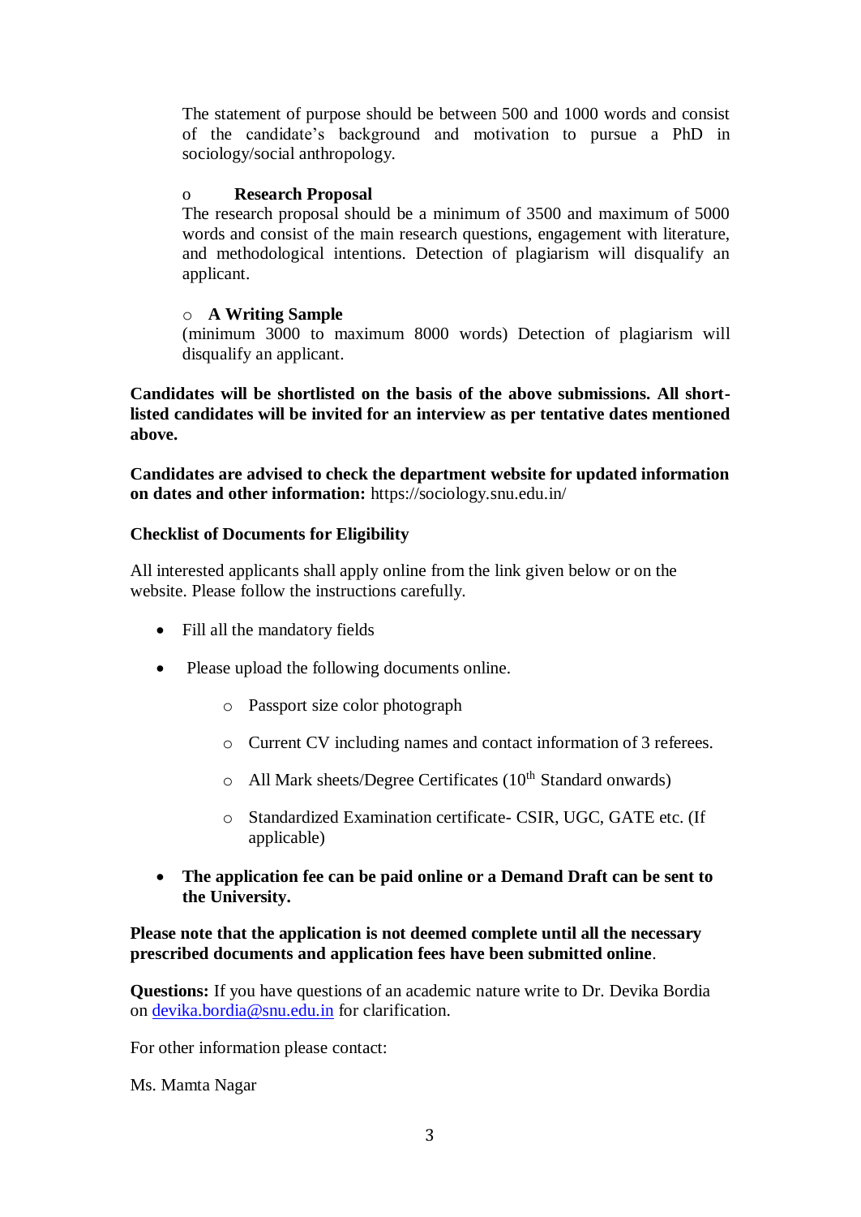The statement of purpose should be between 500 and 1000 words and consist of the candidate's background and motivation to pursue a PhD in sociology/social anthropology.

- **Research Proposal**

  The research proposal should be a minimum of 3500 and maximum of 5000 words and consist of the main research questions, engagement with literature, and methodological intentions. Detection of plagiarism will disqualify an applicant.

- **A Writing Sample**

  (minimum 3000 to maximum 8000 words) Detection of plagiarism will disqualify an applicant.

**Candidates will be shortlisted on the basis of the above submissions. All short-listed candidates will be invited for an interview as per tentative dates mentioned above.**

**Candidates are advised to check the department website for updated information on dates and other information:** https://sociology.snu.edu.in/

**Checklist of Documents for Eligibility**

All interested applicants shall apply online from the link given below or on the website. Please follow the instructions carefully.

- Fill all the mandatory fields
- Please upload the following documents online.
  - Passport size color photograph
  - Current CV including names and contact information of 3 referees.
  - All Mark sheets/Degree Certificates (10th Standard onwards)
  - Standardized Examination certificate- CSIR, UGC, GATE etc. (If applicable)
- **The application fee can be paid online or a Demand Draft can be sent to the University.**

**Please note that the application is not deemed complete until all the necessary prescribed documents and application fees have been submitted online**.

**Questions:** If you have questions of an academic nature write to Dr. Devika Bordia on devika.bordia@snu.edu.in for clarification.

For other information please contact:

Ms. Mamta Nagar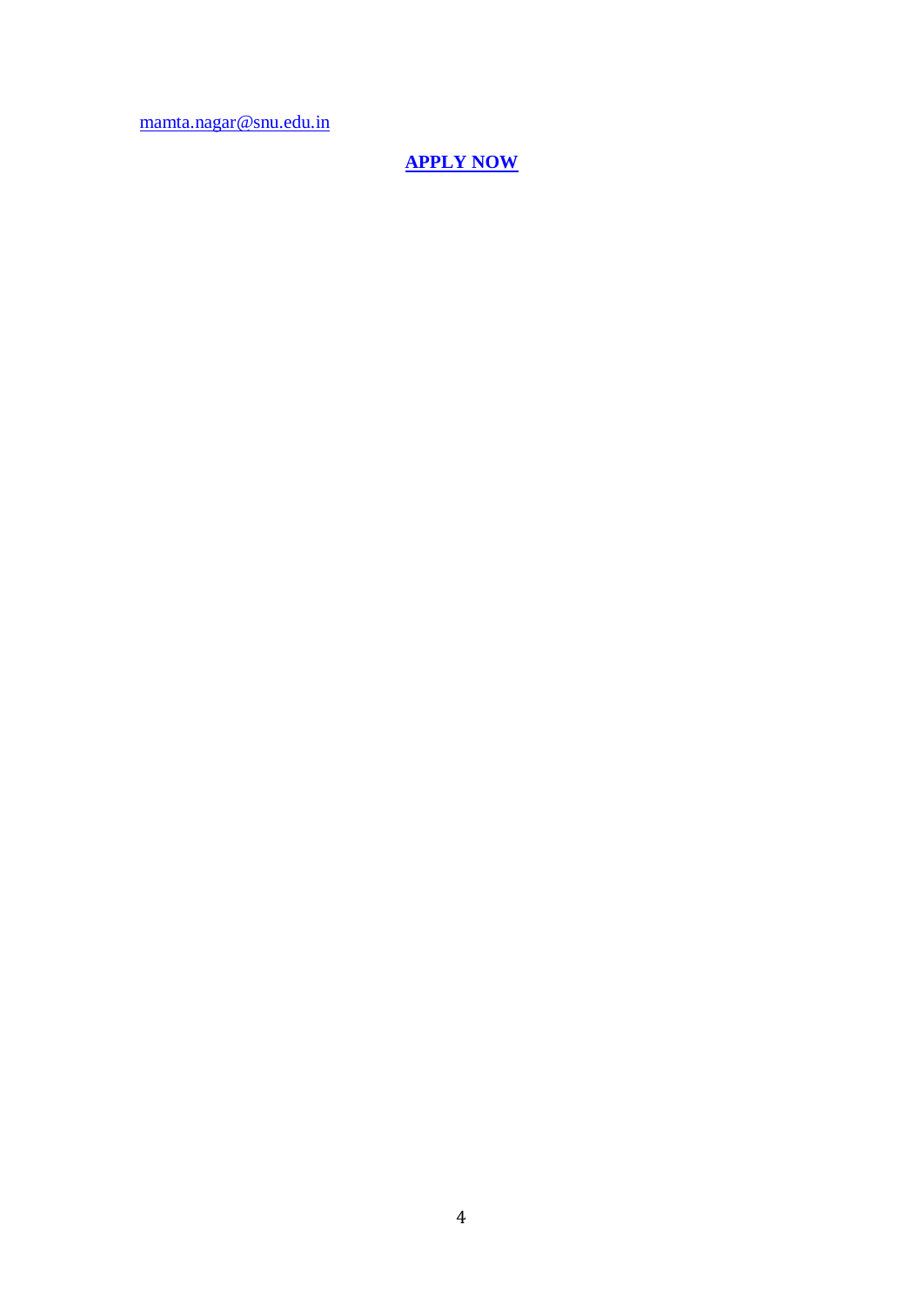mamta.nagar@snu.edu.in

**APPLY NOW**